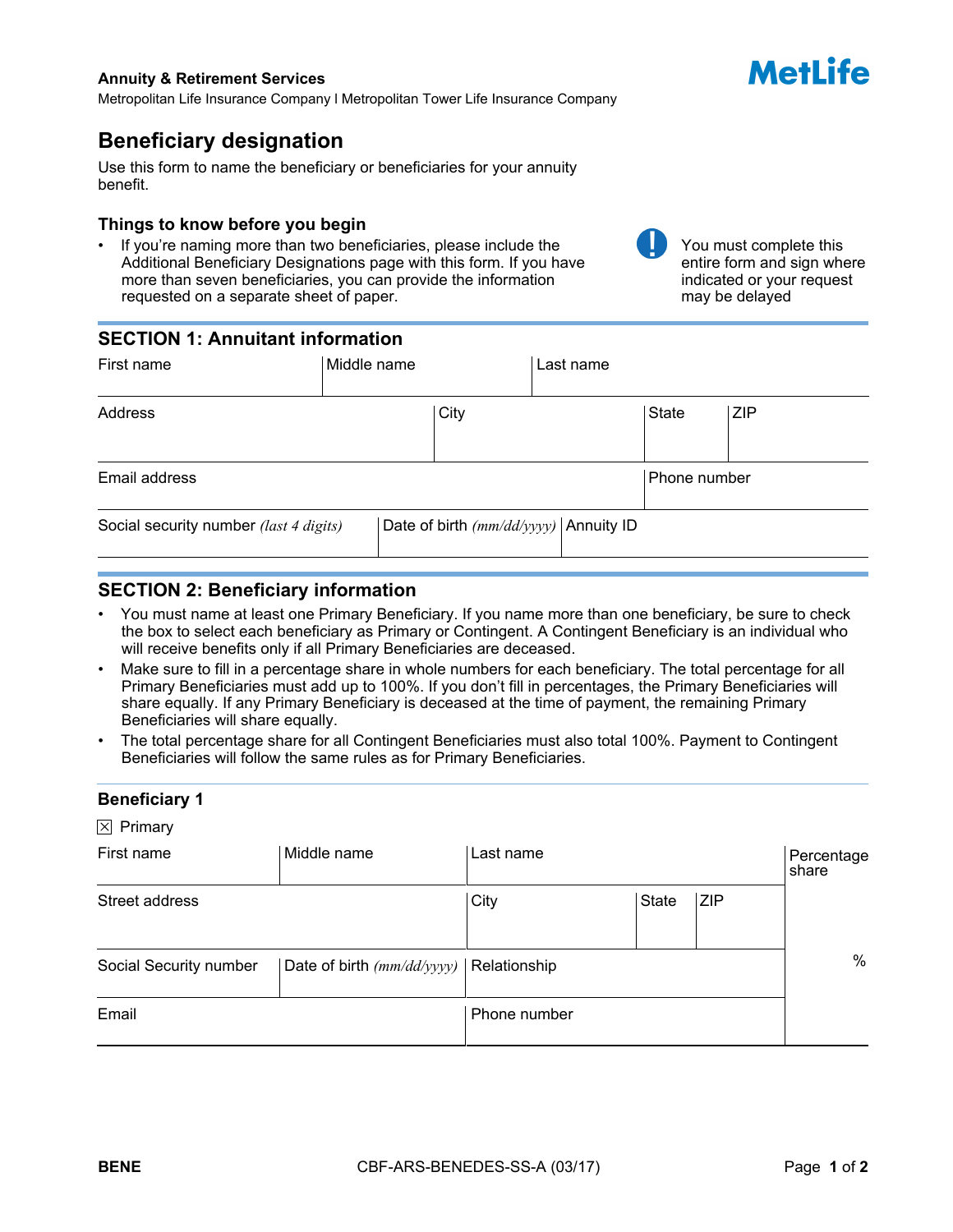**Annuity & Retirement Services**

Metropolitan Life Insurance Company I Metropolitan Tower Life Insurance Company

MetLife

# Beneficiary designation

Use this form to name the beneficiary or beneficiaries for your annuity benefit.

### Things to know before you begin

- If you're naming more than two beneficiaries, please include the Additional Beneficiary Designations page with this form. If you have more than seven beneficiaries, you can provide the information requested on a separate sheet of paper.

You must complete this entire form and sign where indicated or your request may be delayed

## SECTION 1: Annuitant information

| First name | Middle name | Last name | |
|---|---|---|---|
| Address | City | State | ZIP |
| Email address | | Phone number | |
| Social security number *(last 4 digits)* | Date of birth *(mm/dd/yyyy)* | Annuity ID | |

## SECTION 2: Beneficiary information

- You must name at least one Primary Beneficiary. If you name more than one beneficiary, be sure to check the box to select each beneficiary as Primary or Contingent. A Contingent Beneficiary is an individual who will receive benefits only if all Primary Beneficiaries are deceased.
- Make sure to fill in a percentage share in whole numbers for each beneficiary. The total percentage for all Primary Beneficiaries must add up to 100%. If you don't fill in percentages, the Primary Beneficiaries will share equally. If any Primary Beneficiary is deceased at the time of payment, the remaining Primary Beneficiaries will share equally.
- The total percentage share for all Contingent Beneficiaries must also total 100%. Payment to Contingent Beneficiaries will follow the same rules as for Primary Beneficiaries.

### Beneficiary 1

☒ Primary

| First name | Middle name | Last name | | | Percentage share |
|---|---|---|---|---|---|
| Street address | | City | State | ZIP | |
| Social Security number | Date of birth *(mm/dd/yyyy)* | Relationship | | | % |
| Email | | Phone number | | | |

BENE

CBF-ARS-BENEDES-SS-A (03/17)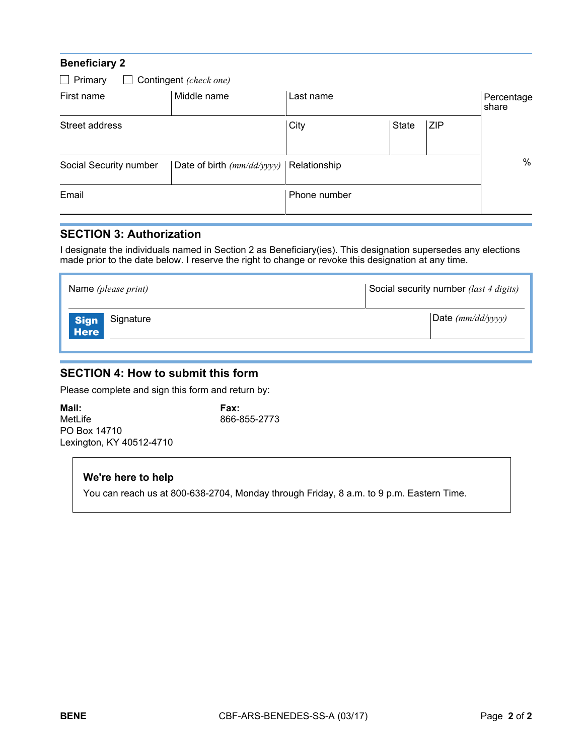### Beneficiary 2

☐ Primary ☐ Contingent *(check one)*

| | | | | | |
|---|---|---|---|---|---|
| First name | Middle name | Last name | | | Percentage share |
| Street address | | City | State | ZIP | |
| Social Security number | Date of birth *(mm/dd/yyyy)* | Relationship | | | % |
| Email | | Phone number | | | |

## SECTION 3: Authorization

I designate the individuals named in Section 2 as Beneficiary(ies). This designation supersedes any elections made prior to the date below. I reserve the right to change or revoke this designation at any time.

| | |
|---|---|
| Name *(please print)* | Social security number *(last 4 digits)* |
| **Sign Here** Signature | Date *(mm/dd/yyyy)* |

## SECTION 4: How to submit this form

Please complete and sign this form and return by:

**Mail:**
MetLife
PO Box 14710
Lexington, KY 40512-4710

**Fax:**
866-855-2773

**We're here to help**

You can reach us at 800-638-2704, Monday through Friday, 8 a.m. to 9 p.m. Eastern Time.

BENE CBF-ARS-BENEDES-SS-A (03/17)